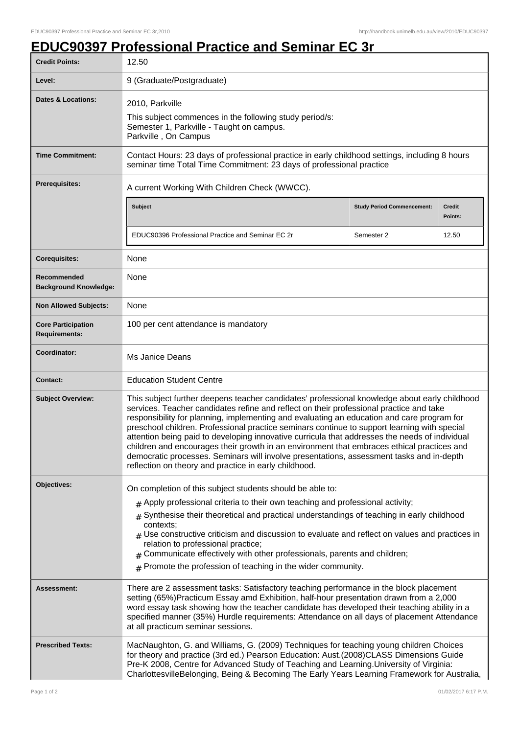# EDUC90397 Professional Practice and Seminar EC 3r

| | |
|---|---|
| **Credit Points:** | 12.50 |
| **Level:** | 9 (Graduate/Postgraduate) |
| **Dates & Locations:** | 2010, Parkville<br>This subject commences in the following study period/s:<br>Semester 1, Parkville - Taught on campus.<br>Parkville , On Campus |
| **Time Commitment:** | Contact Hours: 23 days of professional practice in early childhood settings, including 8 hours seminar time Total Time Commitment: 23 days of professional practice |
| **Prerequisites:** | A current Working With Children Check (WWCC).<br>**Subject** / **Study Period Commencement:** / **Credit Points:**<br>EDUC90396 Professional Practice and Seminar EC 2r / Semester 2 / 12.50 |
| **Corequisites:** | None |
| **Recommended Background Knowledge:** | None |
| **Non Allowed Subjects:** | None |
| **Core Participation Requirements:** | 100 per cent attendance is mandatory |
| **Coordinator:** | Ms Janice Deans |
| **Contact:** | Education Student Centre |
| **Subject Overview:** | This subject further deepens teacher candidates' professional knowledge about early childhood services. Teacher candidates refine and reflect on their professional practice and take responsibility for planning, implementing and evaluating an education and care program for preschool children. Professional practice seminars continue to support learning with special attention being paid to developing innovative curricula that addresses the needs of individual children and encourages their growth in an environment that embraces ethical practices and democratic processes. Seminars will involve presentations, assessment tasks and in-depth reflection on theory and practice in early childhood. |
| **Objectives:** | On completion of this subject students should be able to:<br># Apply professional criteria to their own teaching and professional activity;<br># Synthesise their theoretical and practical understandings of teaching in early childhood contexts;<br># Use constructive criticism and discussion to evaluate and reflect on values and practices in relation to professional practice;<br># Communicate effectively with other professionals, parents and children;<br># Promote the profession of teaching in the wider community. |
| **Assessment:** | There are 2 assessment tasks: Satisfactory teaching performance in the block placement setting (65%)Practicum Essay amd Exhibition, half-hour presentation drawn from a 2,000 word essay task showing how the teacher candidate has developed their teaching ability in a specified manner (35%) Hurdle requirements: Attendance on all days of placement Attendance at all practicum seminar sessions. |
| **Prescribed Texts:** | MacNaughton, G. and Williams, G. (2009) Techniques for teaching young children Choices for theory and practice (3rd ed.) Pearson Education: Aust.(2008)CLASS Dimensions Guide Pre-K 2008, Centre for Advanced Study of Teaching and Learning.University of Virginia: CharlottesvilleBelonging, Being & Becoming The Early Years Learning Framework for Australia, |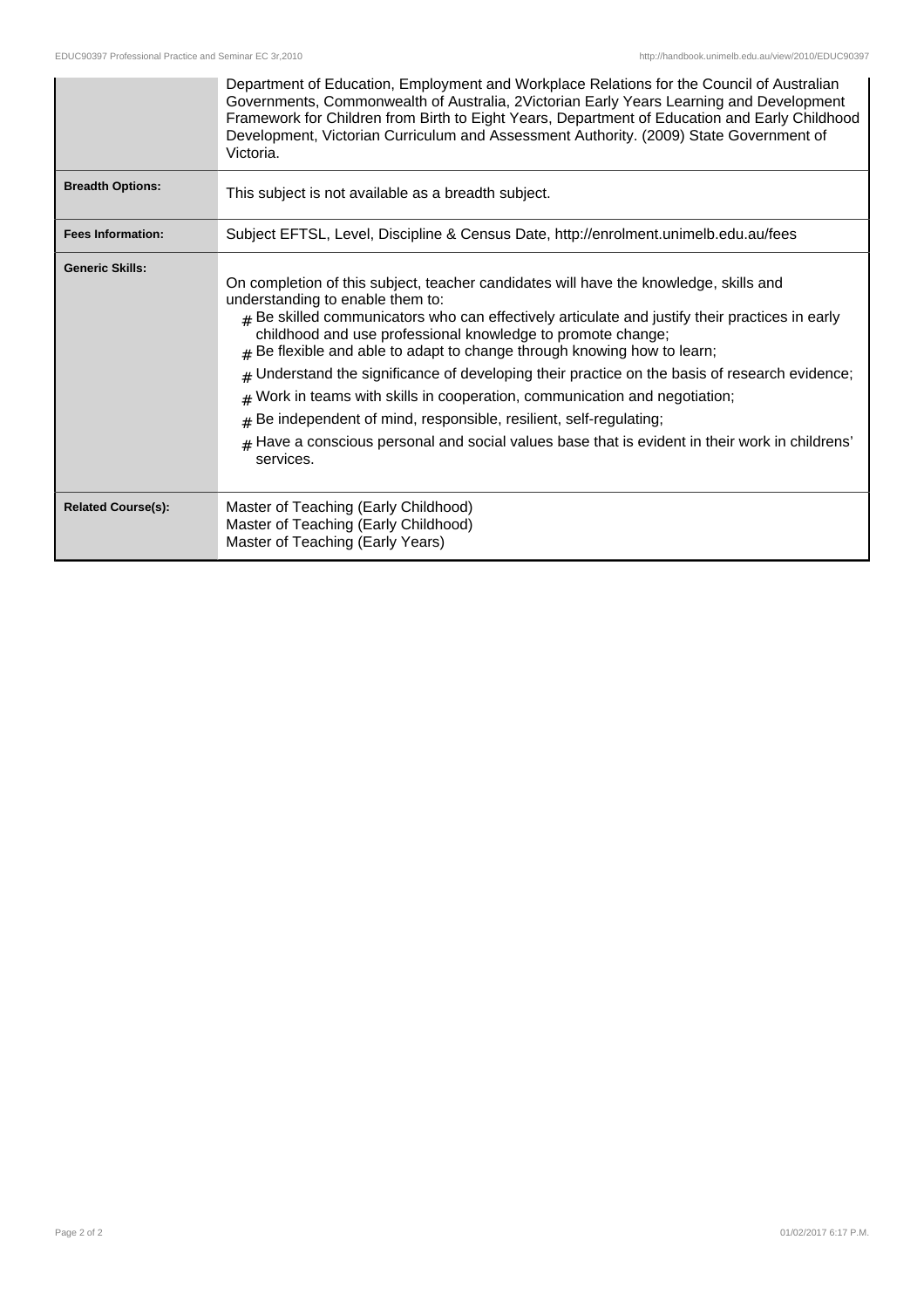| | |
|---|---|
| | Department of Education, Employment and Workplace Relations for the Council of Australian Governments, Commonwealth of Australia, 2Victorian Early Years Learning and Development Framework for Children from Birth to Eight Years, Department of Education and Early Childhood Development, Victorian Curriculum and Assessment Authority. (2009) State Government of Victoria. |
| **Breadth Options:** | This subject is not available as a breadth subject. |
| **Fees Information:** | Subject EFTSL, Level, Discipline & Census Date, http://enrolment.unimelb.edu.au/fees |
| **Generic Skills:** | On completion of this subject, teacher candidates will have the knowledge, skills and understanding to enable them to:<br># Be skilled communicators who can effectively articulate and justify their practices in early childhood and use professional knowledge to promote change;<br># Be flexible and able to adapt to change through knowing how to learn;<br># Understand the significance of developing their practice on the basis of research evidence;<br># Work in teams with skills in cooperation, communication and negotiation;<br># Be independent of mind, responsible, resilient, self-regulating;<br># Have a conscious personal and social values base that is evident in their work in childrens' services. |
| **Related Course(s):** | Master of Teaching (Early Childhood)<br>Master of Teaching (Early Childhood)<br>Master of Teaching (Early Years) |